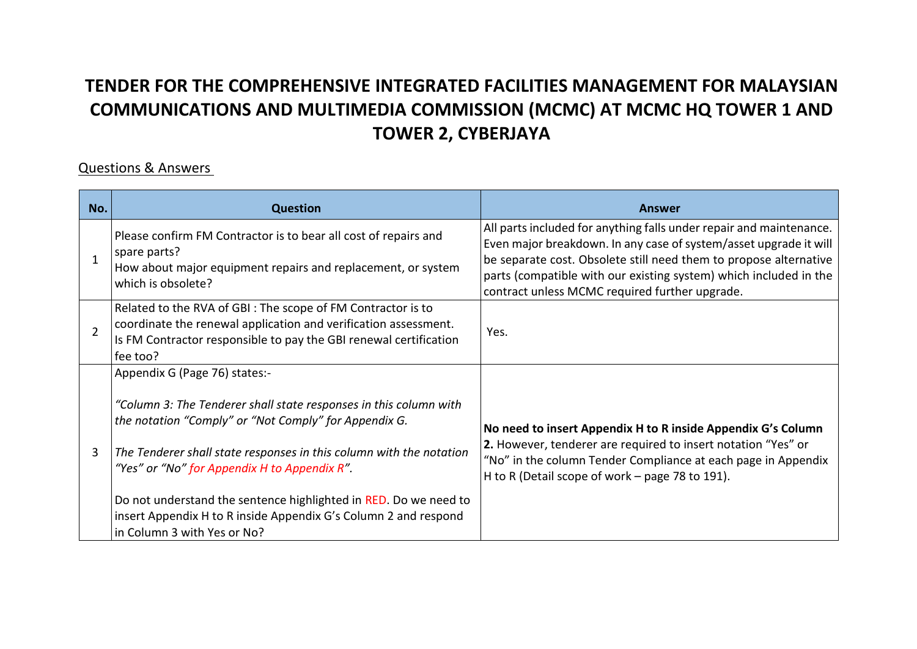# TENDER FOR THE COMPREHENSIVE INTEGRATED FACILITIES MANAGEMENT FOR MALAYSIAN COMMUNICATIONS AND MULTIMEDIA COMMISSION (MCMC) AT MCMC HQ TOWER 1 AND TOWER 2, CYBERJAYA

Questions & Answers

| No. | Question | Answer |
|---|---|---|
| 1 | Please confirm FM Contractor is to bear all cost of repairs and spare parts?<br>How about major equipment repairs and replacement, or system which is obsolete? | All parts included for anything falls under repair and maintenance. Even major breakdown. In any case of system/asset upgrade it will be separate cost. Obsolete still need them to propose alternative parts (compatible with our existing system) which included in the contract unless MCMC required further upgrade. |
| 2 | Related to the RVA of GBI : The scope of FM Contractor is to coordinate the renewal application and verification assessment. Is FM Contractor responsible to pay the GBI renewal certification fee too? | Yes. |
| 3 | Appendix G (Page 76) states:-<br><br>*"Column 3: The Tenderer shall state responses in this column with the notation "Comply" or "Not Comply" for Appendix G.*<br><br>*The Tenderer shall state responses in this column with the notation "Yes" or "No" for Appendix H to Appendix R".*<br><br>Do not understand the sentence highlighted in RED. Do we need to insert Appendix H to R inside Appendix G's Column 2 and respond in Column 3 with Yes or No? | **No need to insert Appendix H to R inside Appendix G's Column 2.** However, tenderer are required to insert notation "Yes" or "No" in the column Tender Compliance at each page in Appendix H to R (Detail scope of work – page 78 to 191). |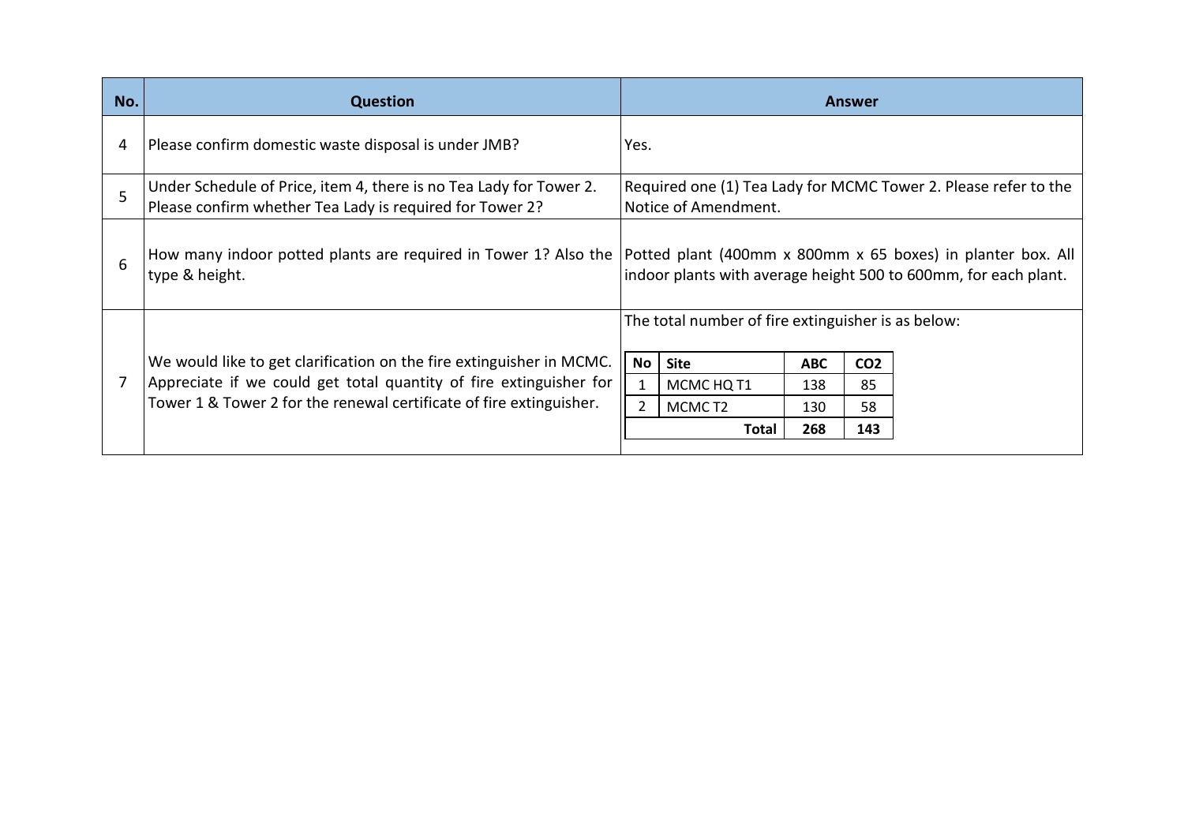| No. | Question | Answer |
|---|---|---|
| 4 | Please confirm domestic waste disposal is under JMB? | Yes. |
| 5 | Under Schedule of Price, item 4, there is no Tea Lady for Tower 2. Please confirm whether Tea Lady is required for Tower 2? | Required one (1) Tea Lady for MCMC Tower 2. Please refer to the Notice of Amendment. |
| 6 | How many indoor potted plants are required in Tower 1? Also the type & height. | Potted plant (400mm x 800mm x 65 boxes) in planter box. All indoor plants with average height 500 to 600mm, for each plant. |
| 7 | We would like to get clarification on the fire extinguisher in MCMC. Appreciate if we could get total quantity of fire extinguisher for Tower 1 & Tower 2 for the renewal certificate of fire extinguisher. | The total number of fire extinguisher is as below: (see table below) |

| No | Site | ABC | $CO_2$ |
|---|---|---|---|
| 1 | MCMC HQ T1 | 138 | 85 |
| 2 | MCMC T2 | 130 | 58 |
| | **Total** | **268** | **143** |